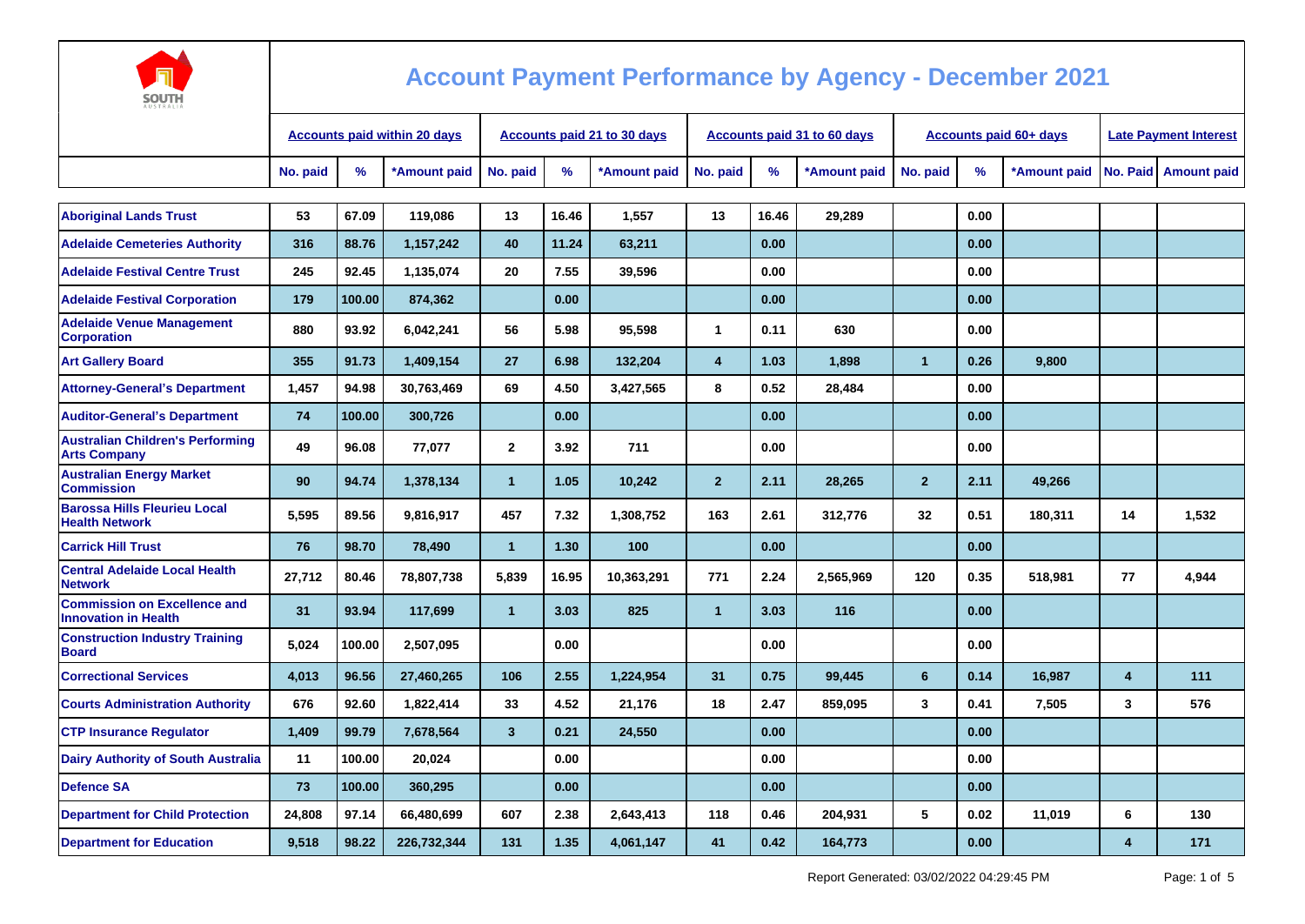# Account Payment Performance by Agency - December 2021

| | Accounts paid within 20 days | | | Accounts paid 21 to 30 days | | | Accounts paid 31 to 60 days | | | Accounts paid 60+ days | | | Late Payment Interest | |
|---|---|---|---|---|---|---|---|---|---|---|---|---|---|---|
| | No. paid | % | *Amount paid | No. paid | % | *Amount paid | No. paid | % | *Amount paid | No. paid | % | *Amount paid | No. Paid | Amount paid |
| Aboriginal Lands Trust | 53 | 67.09 | 119,086 | 13 | 16.46 | 1,557 | 13 | 16.46 | 29,289 | | 0.00 | | | |
| Adelaide Cemeteries Authority | 316 | 88.76 | 1,157,242 | 40 | 11.24 | 63,211 | | 0.00 | | | 0.00 | | | |
| Adelaide Festival Centre Trust | 245 | 92.45 | 1,135,074 | 20 | 7.55 | 39,596 | | 0.00 | | | 0.00 | | | |
| Adelaide Festival Corporation | 179 | 100.00 | 874,362 | | 0.00 | | | 0.00 | | | 0.00 | | | |
| Adelaide Venue Management Corporation | 880 | 93.92 | 6,042,241 | 56 | 5.98 | 95,598 | 1 | 0.11 | 630 | | 0.00 | | | |
| Art Gallery Board | 355 | 91.73 | 1,409,154 | 27 | 6.98 | 132,204 | 4 | 1.03 | 1,898 | 1 | 0.26 | 9,800 | | |
| Attorney-General's Department | 1,457 | 94.98 | 30,763,469 | 69 | 4.50 | 3,427,565 | 8 | 0.52 | 28,484 | | 0.00 | | | |
| Auditor-General's Department | 74 | 100.00 | 300,726 | | 0.00 | | | 0.00 | | | 0.00 | | | |
| Australian Children's Performing Arts Company | 49 | 96.08 | 77,077 | 2 | 3.92 | 711 | | 0.00 | | | 0.00 | | | |
| Australian Energy Market Commission | 90 | 94.74 | 1,378,134 | 1 | 1.05 | 10,242 | 2 | 2.11 | 28,265 | 2 | 2.11 | 49,266 | | |
| Barossa Hills Fleurieu Local Health Network | 5,595 | 89.56 | 9,816,917 | 457 | 7.32 | 1,308,752 | 163 | 2.61 | 312,776 | 32 | 0.51 | 180,311 | 14 | 1,532 |
| Carrick Hill Trust | 76 | 98.70 | 78,490 | 1 | 1.30 | 100 | | 0.00 | | | 0.00 | | | |
| Central Adelaide Local Health Network | 27,712 | 80.46 | 78,807,738 | 5,839 | 16.95 | 10,363,291 | 771 | 2.24 | 2,565,969 | 120 | 0.35 | 518,981 | 77 | 4,944 |
| Commission on Excellence and Innovation in Health | 31 | 93.94 | 117,699 | 1 | 3.03 | 825 | 1 | 3.03 | 116 | | 0.00 | | | |
| Construction Industry Training Board | 5,024 | 100.00 | 2,507,095 | | 0.00 | | | 0.00 | | | 0.00 | | | |
| Correctional Services | 4,013 | 96.56 | 27,460,265 | 106 | 2.55 | 1,224,954 | 31 | 0.75 | 99,445 | 6 | 0.14 | 16,987 | 4 | 111 |
| Courts Administration Authority | 676 | 92.60 | 1,822,414 | 33 | 4.52 | 21,176 | 18 | 2.47 | 859,095 | 3 | 0.41 | 7,505 | 3 | 576 |
| CTP Insurance Regulator | 1,409 | 99.79 | 7,678,564 | 3 | 0.21 | 24,550 | | 0.00 | | | 0.00 | | | |
| Dairy Authority of South Australia | 11 | 100.00 | 20,024 | | 0.00 | | | 0.00 | | | 0.00 | | | |
| Defence SA | 73 | 100.00 | 360,295 | | 0.00 | | | 0.00 | | | 0.00 | | | |
| Department for Child Protection | 24,808 | 97.14 | 66,480,699 | 607 | 2.38 | 2,643,413 | 118 | 0.46 | 204,931 | 5 | 0.02 | 11,019 | 6 | 130 |
| Department for Education | 9,518 | 98.22 | 226,732,344 | 131 | 1.35 | 4,061,147 | 41 | 0.42 | 164,773 | | 0.00 | | 4 | 171 |

Report Generated: 03/02/2022 04:29:45 PM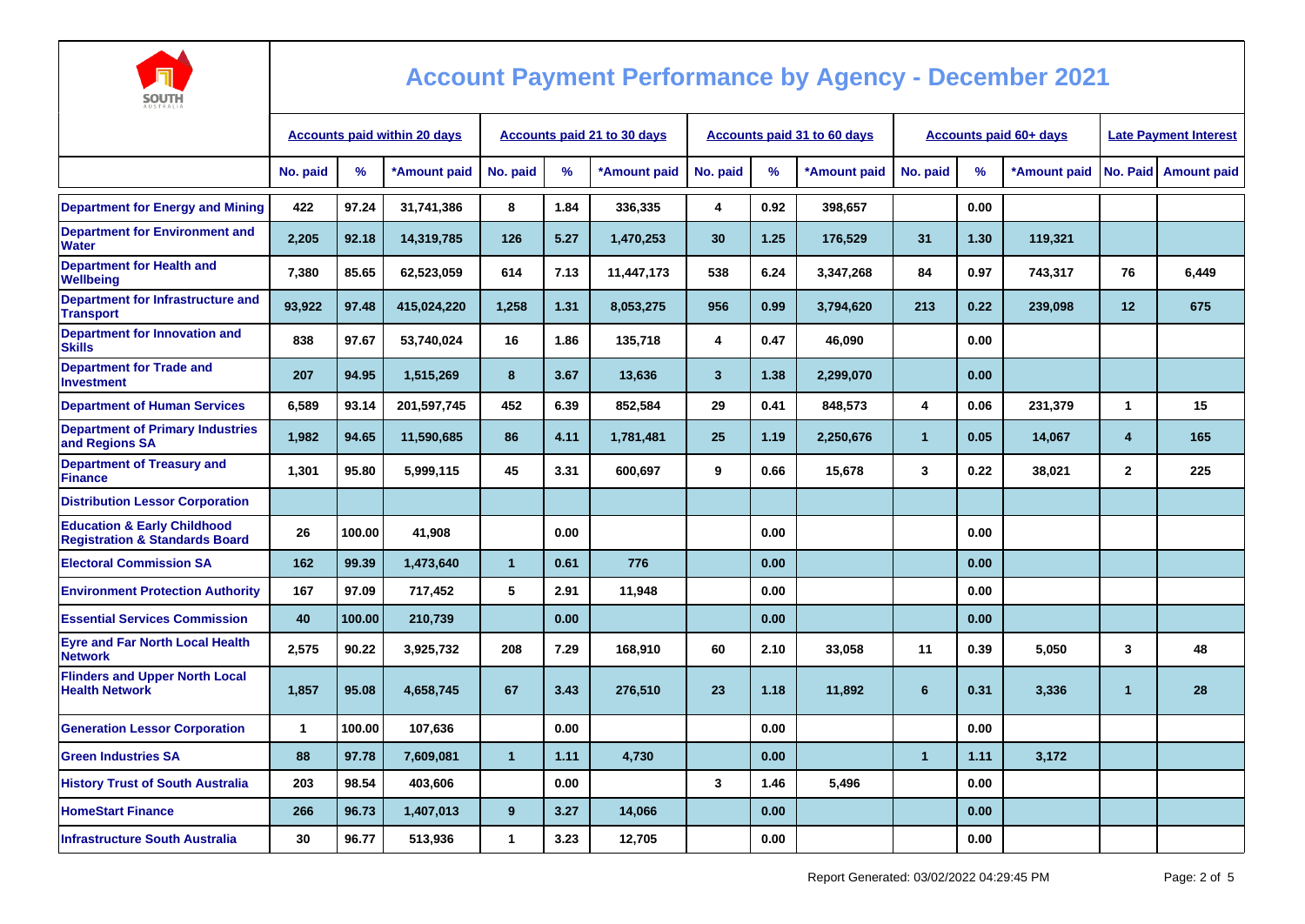# Account Payment Performance by Agency - December 2021

| | Accounts paid within 20 days | | | Accounts paid 21 to 30 days | | | Accounts paid 31 to 60 days | | | Accounts paid 60+ days | | | Late Payment Interest | |
|---|---|---|---|---|---|---|---|---|---|---|---|---|---|---|
| | No. paid | % | *Amount paid | No. paid | % | *Amount paid | No. paid | % | *Amount paid | No. paid | % | *Amount paid | No. Paid | Amount paid |
| Department for Energy and Mining | 422 | 97.24 | 31,741,386 | 8 | 1.84 | 336,335 | 4 | 0.92 | 398,657 | | 0.00 | | | |
| Department for Environment and Water | 2,205 | 92.18 | 14,319,785 | 126 | 5.27 | 1,470,253 | 30 | 1.25 | 176,529 | 31 | 1.30 | 119,321 | | |
| Department for Health and Wellbeing | 7,380 | 85.65 | 62,523,059 | 614 | 7.13 | 11,447,173 | 538 | 6.24 | 3,347,268 | 84 | 0.97 | 743,317 | 76 | 6,449 |
| Department for Infrastructure and Transport | 93,922 | 97.48 | 415,024,220 | 1,258 | 1.31 | 8,053,275 | 956 | 0.99 | 3,794,620 | 213 | 0.22 | 239,098 | 12 | 675 |
| Department for Innovation and Skills | 838 | 97.67 | 53,740,024 | 16 | 1.86 | 135,718 | 4 | 0.47 | 46,090 | | 0.00 | | | |
| Department for Trade and Investment | 207 | 94.95 | 1,515,269 | 8 | 3.67 | 13,636 | 3 | 1.38 | 2,299,070 | | 0.00 | | | |
| Department of Human Services | 6,589 | 93.14 | 201,597,745 | 452 | 6.39 | 852,584 | 29 | 0.41 | 848,573 | 4 | 0.06 | 231,379 | 1 | 15 |
| Department of Primary Industries and Regions SA | 1,982 | 94.65 | 11,590,685 | 86 | 4.11 | 1,781,481 | 25 | 1.19 | 2,250,676 | 1 | 0.05 | 14,067 | 4 | 165 |
| Department of Treasury and Finance | 1,301 | 95.80 | 5,999,115 | 45 | 3.31 | 600,697 | 9 | 0.66 | 15,678 | 3 | 0.22 | 38,021 | 2 | 225 |
| Distribution Lessor Corporation | | | | | | | | | | | | | | |
| Education & Early Childhood Registration & Standards Board | 26 | 100.00 | 41,908 | | 0.00 | | | 0.00 | | | 0.00 | | | |
| Electoral Commission SA | 162 | 99.39 | 1,473,640 | 1 | 0.61 | 776 | | 0.00 | | | 0.00 | | | |
| Environment Protection Authority | 167 | 97.09 | 717,452 | 5 | 2.91 | 11,948 | | 0.00 | | | 0.00 | | | |
| Essential Services Commission | 40 | 100.00 | 210,739 | | 0.00 | | | 0.00 | | | 0.00 | | | |
| Eyre and Far North Local Health Network | 2,575 | 90.22 | 3,925,732 | 208 | 7.29 | 168,910 | 60 | 2.10 | 33,058 | 11 | 0.39 | 5,050 | 3 | 48 |
| Flinders and Upper North Local Health Network | 1,857 | 95.08 | 4,658,745 | 67 | 3.43 | 276,510 | 23 | 1.18 | 11,892 | 6 | 0.31 | 3,336 | 1 | 28 |
| Generation Lessor Corporation | 1 | 100.00 | 107,636 | | 0.00 | | | 0.00 | | | 0.00 | | | |
| Green Industries SA | 88 | 97.78 | 7,609,081 | 1 | 1.11 | 4,730 | | 0.00 | | 1 | 1.11 | 3,172 | | |
| History Trust of South Australia | 203 | 98.54 | 403,606 | | 0.00 | | 3 | 1.46 | 5,496 | | 0.00 | | | |
| HomeStart Finance | 266 | 96.73 | 1,407,013 | 9 | 3.27 | 14,066 | | 0.00 | | | 0.00 | | | |
| Infrastructure South Australia | 30 | 96.77 | 513,936 | 1 | 3.23 | 12,705 | | 0.00 | | | 0.00 | | | |

Report Generated: 03/02/2022 04:29:45 PM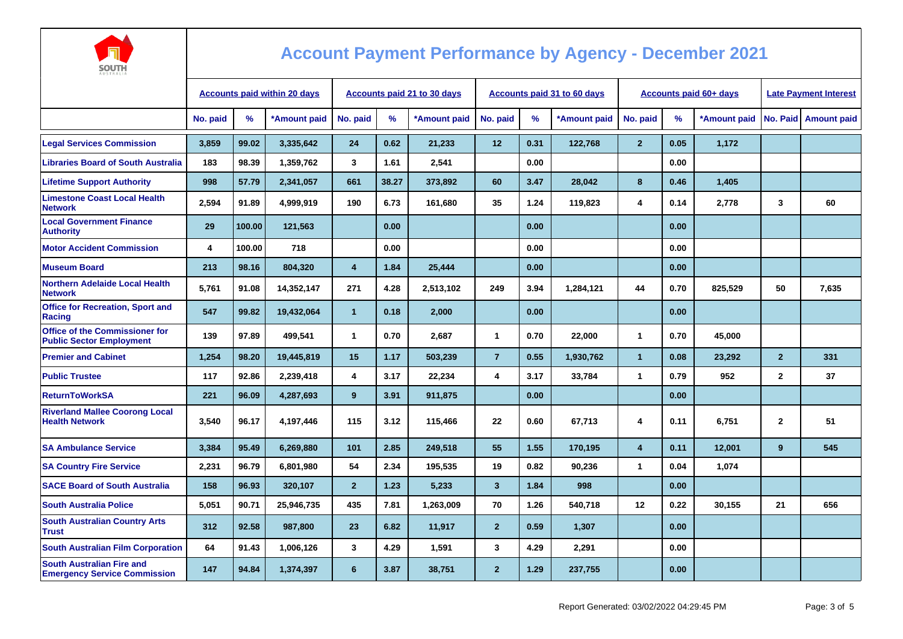# Account Payment Performance by Agency - December 2021

| | Accounts paid within 20 days | | | Accounts paid 21 to 30 days | | | Accounts paid 31 to 60 days | | | Accounts paid 60+ days | | | Late Payment Interest | |
|---|---|---|---|---|---|---|---|---|---|---|---|---|---|---|
| | No. paid | % | *Amount paid | No. paid | % | *Amount paid | No. paid | % | *Amount paid | No. paid | % | *Amount paid | No. Paid | Amount paid |
| Legal Services Commission | 3,859 | 99.02 | 3,335,642 | 24 | 0.62 | 21,233 | 12 | 0.31 | 122,768 | 2 | 0.05 | 1,172 | | |
| Libraries Board of South Australia | 183 | 98.39 | 1,359,762 | 3 | 1.61 | 2,541 | | 0.00 | | | 0.00 | | | |
| Lifetime Support Authority | 998 | 57.79 | 2,341,057 | 661 | 38.27 | 373,892 | 60 | 3.47 | 28,042 | 8 | 0.46 | 1,405 | | |
| Limestone Coast Local Health Network | 2,594 | 91.89 | 4,999,919 | 190 | 6.73 | 161,680 | 35 | 1.24 | 119,823 | 4 | 0.14 | 2,778 | 3 | 60 |
| Local Government Finance Authority | 29 | 100.00 | 121,563 | | 0.00 | | | 0.00 | | | 0.00 | | | |
| Motor Accident Commission | 4 | 100.00 | 718 | | 0.00 | | | 0.00 | | | 0.00 | | | |
| Museum Board | 213 | 98.16 | 804,320 | 4 | 1.84 | 25,444 | | 0.00 | | | 0.00 | | | |
| Northern Adelaide Local Health Network | 5,761 | 91.08 | 14,352,147 | 271 | 4.28 | 2,513,102 | 249 | 3.94 | 1,284,121 | 44 | 0.70 | 825,529 | 50 | 7,635 |
| Office for Recreation, Sport and Racing | 547 | 99.82 | 19,432,064 | 1 | 0.18 | 2,000 | | 0.00 | | | 0.00 | | | |
| Office of the Commissioner for Public Sector Employment | 139 | 97.89 | 499,541 | 1 | 0.70 | 2,687 | 1 | 0.70 | 22,000 | 1 | 0.70 | 45,000 | | |
| Premier and Cabinet | 1,254 | 98.20 | 19,445,819 | 15 | 1.17 | 503,239 | 7 | 0.55 | 1,930,762 | 1 | 0.08 | 23,292 | 2 | 331 |
| Public Trustee | 117 | 92.86 | 2,239,418 | 4 | 3.17 | 22,234 | 4 | 3.17 | 33,784 | 1 | 0.79 | 952 | 2 | 37 |
| ReturnToWorkSA | 221 | 96.09 | 4,287,693 | 9 | 3.91 | 911,875 | | 0.00 | | | 0.00 | | | |
| Riverland Mallee Coorong Local Health Network | 3,540 | 96.17 | 4,197,446 | 115 | 3.12 | 115,466 | 22 | 0.60 | 67,713 | 4 | 0.11 | 6,751 | 2 | 51 |
| SA Ambulance Service | 3,384 | 95.49 | 6,269,880 | 101 | 2.85 | 249,518 | 55 | 1.55 | 170,195 | 4 | 0.11 | 12,001 | 9 | 545 |
| SA Country Fire Service | 2,231 | 96.79 | 6,801,980 | 54 | 2.34 | 195,535 | 19 | 0.82 | 90,236 | 1 | 0.04 | 1,074 | | |
| SACE Board of South Australia | 158 | 96.93 | 320,107 | 2 | 1.23 | 5,233 | 3 | 1.84 | 998 | | 0.00 | | | |
| South Australia Police | 5,051 | 90.71 | 25,946,735 | 435 | 7.81 | 1,263,009 | 70 | 1.26 | 540,718 | 12 | 0.22 | 30,155 | 21 | 656 |
| South Australian Country Arts Trust | 312 | 92.58 | 987,800 | 23 | 6.82 | 11,917 | 2 | 0.59 | 1,307 | | 0.00 | | | |
| South Australian Film Corporation | 64 | 91.43 | 1,006,126 | 3 | 4.29 | 1,591 | 3 | 4.29 | 2,291 | | 0.00 | | | |
| South Australian Fire and Emergency Service Commission | 147 | 94.84 | 1,374,397 | 6 | 3.87 | 38,751 | 2 | 1.29 | 237,755 | | 0.00 | | | |

Report Generated: 03/02/2022 04:29:45 PM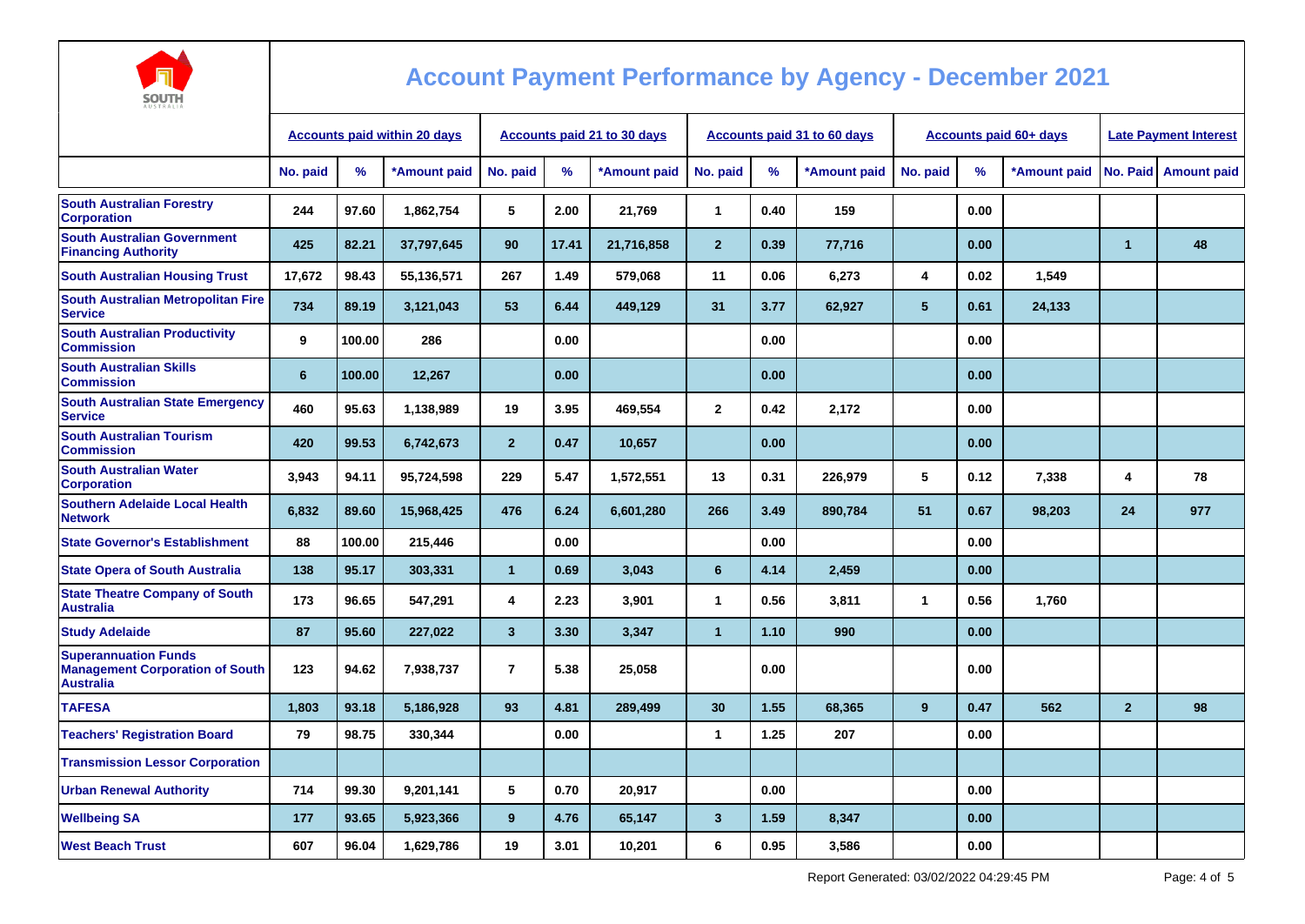# Account Payment Performance by Agency - December 2021

| | Accounts paid within 20 days | | | Accounts paid 21 to 30 days | | | Accounts paid 31 to 60 days | | | Accounts paid 60+ days | | | Late Payment Interest | |
|---|---|---|---|---|---|---|---|---|---|---|---|---|---|---|
| | No. paid | % | *Amount paid | No. paid | % | *Amount paid | No. paid | % | *Amount paid | No. paid | % | *Amount paid | No. Paid | Amount paid |
| South Australian Forestry Corporation | 244 | 97.60 | 1,862,754 | 5 | 2.00 | 21,769 | 1 | 0.40 | 159 | | 0.00 | | | |
| South Australian Government Financing Authority | 425 | 82.21 | 37,797,645 | 90 | 17.41 | 21,716,858 | 2 | 0.39 | 77,716 | | 0.00 | | 1 | 48 |
| South Australian Housing Trust | 17,672 | 98.43 | 55,136,571 | 267 | 1.49 | 579,068 | 11 | 0.06 | 6,273 | 4 | 0.02 | 1,549 | | |
| South Australian Metropolitan Fire Service | 734 | 89.19 | 3,121,043 | 53 | 6.44 | 449,129 | 31 | 3.77 | 62,927 | 5 | 0.61 | 24,133 | | |
| South Australian Productivity Commission | 9 | 100.00 | 286 | | 0.00 | | | 0.00 | | | 0.00 | | | |
| South Australian Skills Commission | 6 | 100.00 | 12,267 | | 0.00 | | | 0.00 | | | 0.00 | | | |
| South Australian State Emergency Service | 460 | 95.63 | 1,138,989 | 19 | 3.95 | 469,554 | 2 | 0.42 | 2,172 | | 0.00 | | | |
| South Australian Tourism Commission | 420 | 99.53 | 6,742,673 | 2 | 0.47 | 10,657 | | 0.00 | | | 0.00 | | | |
| South Australian Water Corporation | 3,943 | 94.11 | 95,724,598 | 229 | 5.47 | 1,572,551 | 13 | 0.31 | 226,979 | 5 | 0.12 | 7,338 | 4 | 78 |
| Southern Adelaide Local Health Network | 6,832 | 89.60 | 15,968,425 | 476 | 6.24 | 6,601,280 | 266 | 3.49 | 890,784 | 51 | 0.67 | 98,203 | 24 | 977 |
| State Governor's Establishment | 88 | 100.00 | 215,446 | | 0.00 | | | 0.00 | | | 0.00 | | | |
| State Opera of South Australia | 138 | 95.17 | 303,331 | 1 | 0.69 | 3,043 | 6 | 4.14 | 2,459 | | 0.00 | | | |
| State Theatre Company of South Australia | 173 | 96.65 | 547,291 | 4 | 2.23 | 3,901 | 1 | 0.56 | 3,811 | 1 | 0.56 | 1,760 | | |
| Study Adelaide | 87 | 95.60 | 227,022 | 3 | 3.30 | 3,347 | 1 | 1.10 | 990 | | 0.00 | | | |
| Superannuation Funds Management Corporation of South Australia | 123 | 94.62 | 7,938,737 | 7 | 5.38 | 25,058 | | 0.00 | | | 0.00 | | | |
| TAFESA | 1,803 | 93.18 | 5,186,928 | 93 | 4.81 | 289,499 | 30 | 1.55 | 68,365 | 9 | 0.47 | 562 | 2 | 98 |
| Teachers' Registration Board | 79 | 98.75 | 330,344 | | 0.00 | | 1 | 1.25 | 207 | | 0.00 | | | |
| Transmission Lessor Corporation | | | | | | | | | | | | | | |
| Urban Renewal Authority | 714 | 99.30 | 9,201,141 | 5 | 0.70 | 20,917 | | 0.00 | | | 0.00 | | | |
| Wellbeing SA | 177 | 93.65 | 5,923,366 | 9 | 4.76 | 65,147 | 3 | 1.59 | 8,347 | | 0.00 | | | |
| West Beach Trust | 607 | 96.04 | 1,629,786 | 19 | 3.01 | 10,201 | 6 | 0.95 | 3,586 | | 0.00 | | | |

Report Generated: 03/02/2022 04:29:45 PM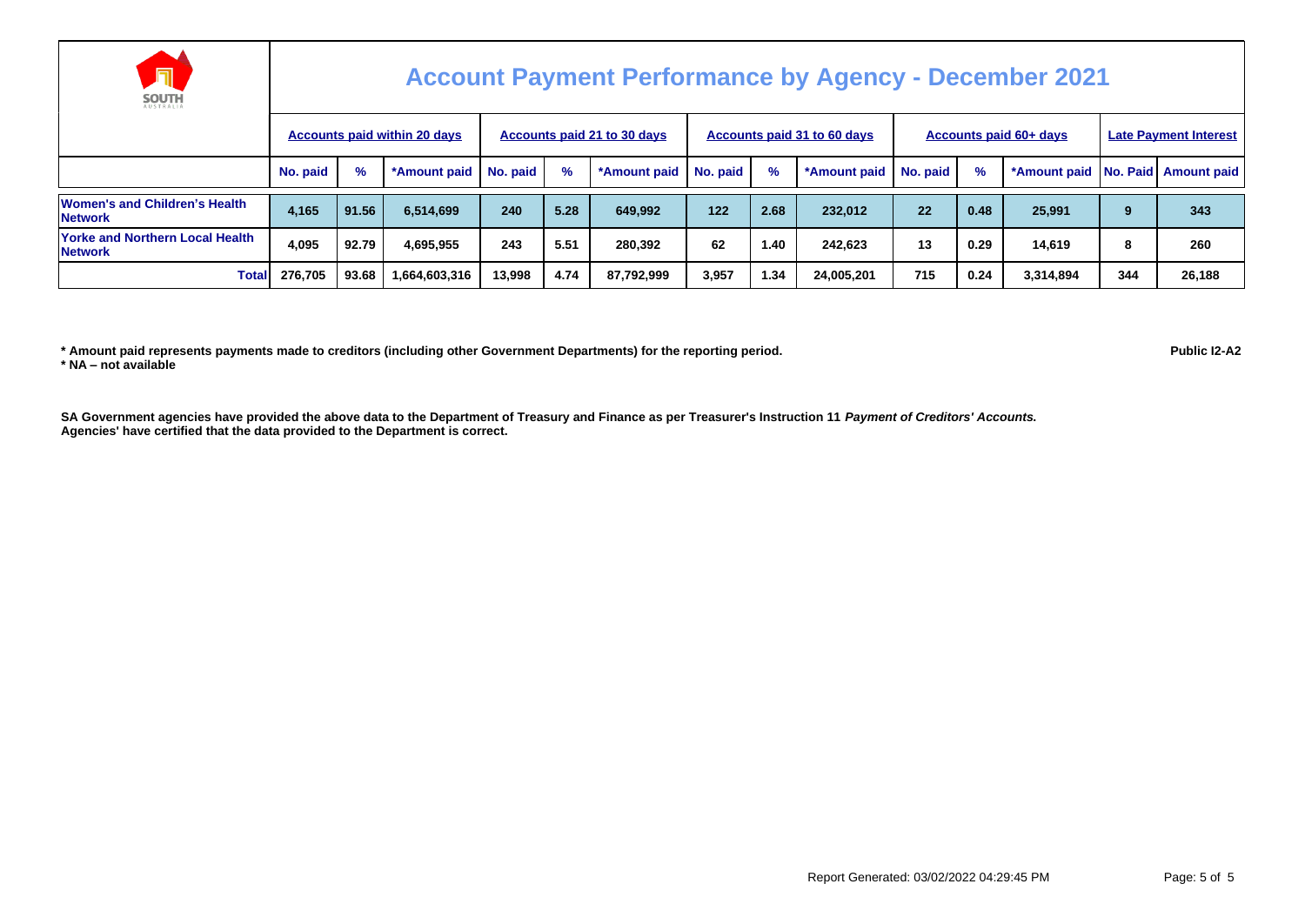# Account Payment Performance by Agency - December 2021

| | Accounts paid within 20 days | | | Accounts paid 21 to 30 days | | | Accounts paid 31 to 60 days | | | Accounts paid 60+ days | | | Late Payment Interest | |
|---|---|---|---|---|---|---|---|---|---|---|---|---|---|---|
| | No. paid | % | *Amount paid | No. paid | % | *Amount paid | No. paid | % | *Amount paid | No. paid | % | *Amount paid | No. Paid | Amount paid |
| **Women's and Children's Health Network** | 4,165 | 91.56 | 6,514,699 | 240 | 5.28 | 649,992 | 122 | 2.68 | 232,012 | 22 | 0.48 | 25,991 | 9 | 343 |
| **Yorke and Northern Local Health Network** | 4,095 | 92.79 | 4,695,955 | 243 | 5.51 | 280,392 | 62 | 1.40 | 242,623 | 13 | 0.29 | 14,619 | 8 | 260 |
| **Total** | 276,705 | 93.68 | 1,664,603,316 | 13,998 | 4.74 | 87,792,999 | 3,957 | 1.34 | 24,005,201 | 715 | 0.24 | 3,314,894 | 344 | 26,188 |

**\* Amount paid represents payments made to creditors (including other Government Departments) for the reporting period.**
**\* NA – not available**

**Public I2-A2**

**SA Government agencies have provided the above data to the Department of Treasury and Finance as per Treasurer's Instruction 11 *Payment of Creditors' Accounts.***
**Agencies' have certified that the data provided to the Department is correct.**

Report Generated: 03/02/2022 04:29:45 PM